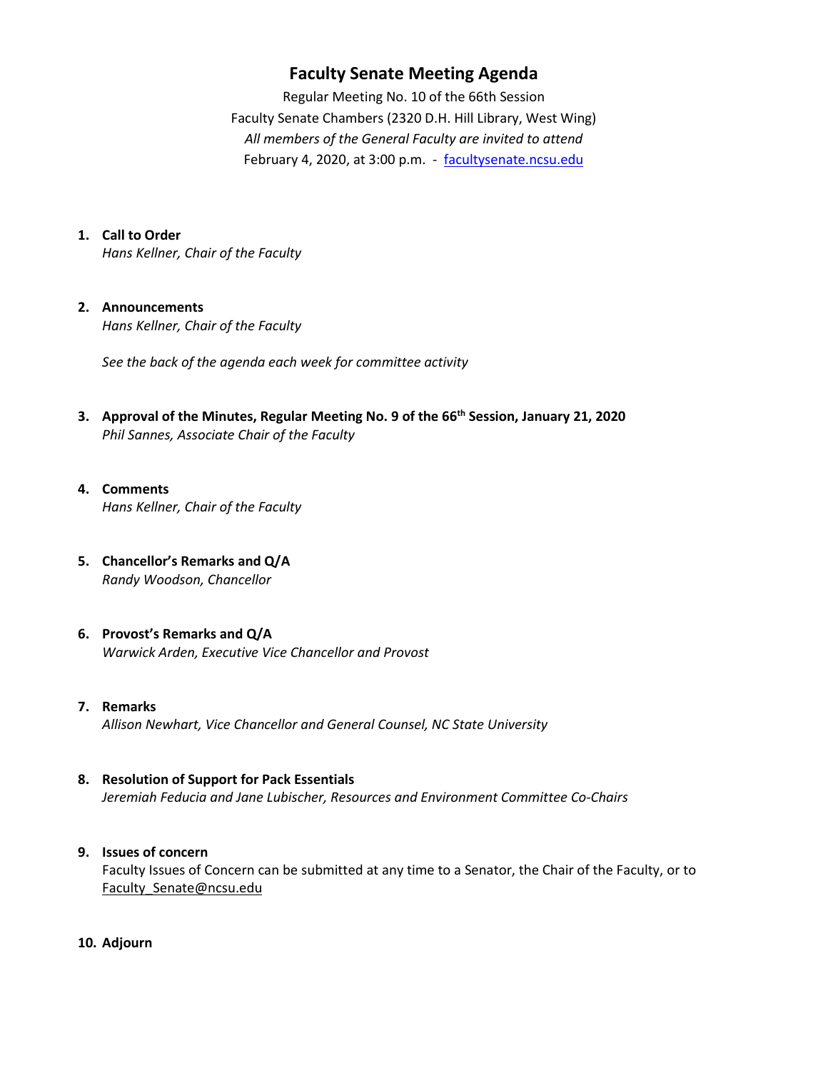# Faculty Senate Meeting Agenda

Regular Meeting No. 10 of the 66th Session
Faculty Senate Chambers (2320 D.H. Hill Library, West Wing)
*All members of the General Faculty are invited to attend*
February 4, 2020, at 3:00 p.m. - facultysenate.ncsu.edu

1. **Call to Order**
   *Hans Kellner, Chair of the Faculty*

2. **Announcements**
   *Hans Kellner, Chair of the Faculty*

   *See the back of the agenda each week for committee activity*

3. **Approval of the Minutes, Regular Meeting No. 9 of the 66th Session, January 21, 2020**
   *Phil Sannes, Associate Chair of the Faculty*

4. **Comments**
   *Hans Kellner, Chair of the Faculty*

5. **Chancellor's Remarks and Q/A**
   *Randy Woodson, Chancellor*

6. **Provost's Remarks and Q/A**
   *Warwick Arden, Executive Vice Chancellor and Provost*

7. **Remarks**
   *Allison Newhart, Vice Chancellor and General Counsel, NC State University*

8. **Resolution of Support for Pack Essentials**
   *Jeremiah Feducia and Jane Lubischer, Resources and Environment Committee Co-Chairs*

9. **Issues of concern**
   Faculty Issues of Concern can be submitted at any time to a Senator, the Chair of the Faculty, or to Faculty_Senate@ncsu.edu

10. **Adjourn**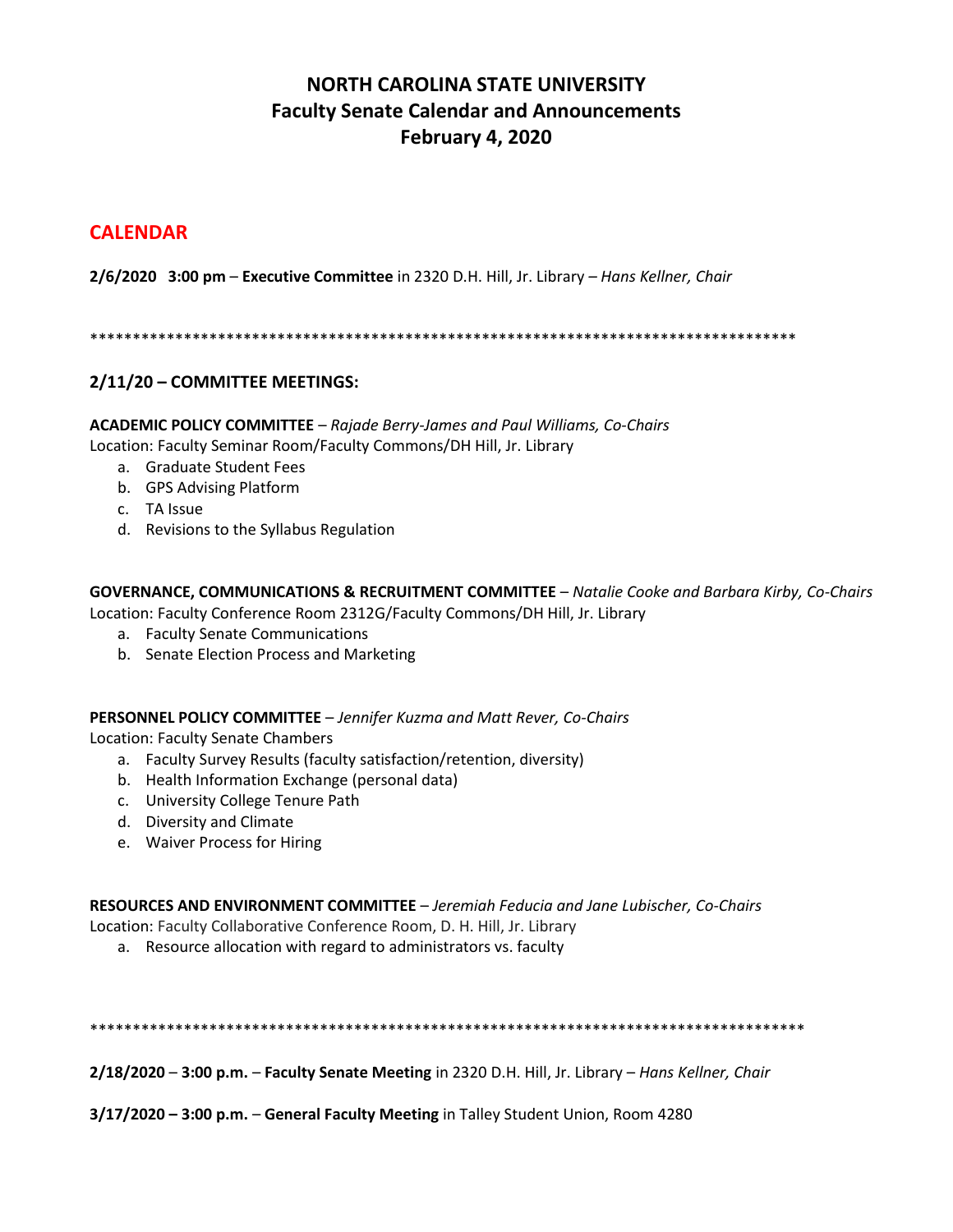# NORTH CAROLINA STATE UNIVERSITY
# Faculty Senate Calendar and Announcements
# February 4, 2020

## CALENDAR

**2/6/2020 3:00 pm** – **Executive Committee** in 2320 D.H. Hill, Jr. Library – *Hans Kellner, Chair*

*************************************************************************************

### 2/11/20 – COMMITTEE MEETINGS:

**ACADEMIC POLICY COMMITTEE** – *Rajade Berry-James and Paul Williams, Co-Chairs*
Location: Faculty Seminar Room/Faculty Commons/DH Hill, Jr. Library

a. Graduate Student Fees
b. GPS Advising Platform
c. TA Issue
d. Revisions to the Syllabus Regulation

**GOVERNANCE, COMMUNICATIONS & RECRUITMENT COMMITTEE** – *Natalie Cooke and Barbara Kirby, Co-Chairs*
Location: Faculty Conference Room 2312G/Faculty Commons/DH Hill, Jr. Library

a. Faculty Senate Communications
b. Senate Election Process and Marketing

**PERSONNEL POLICY COMMITTEE** – *Jennifer Kuzma and Matt Rever, Co-Chairs*
Location: Faculty Senate Chambers

a. Faculty Survey Results (faculty satisfaction/retention, diversity)
b. Health Information Exchange (personal data)
c. University College Tenure Path
d. Diversity and Climate
e. Waiver Process for Hiring

**RESOURCES AND ENVIRONMENT COMMITTEE** – *Jeremiah Feducia and Jane Lubischer, Co-Chairs*
Location: Faculty Collaborative Conference Room, D. H. Hill, Jr. Library

a. Resource allocation with regard to administrators vs. faculty

*************************************************************************************

**2/18/2020** – **3:00 p.m.** – **Faculty Senate Meeting** in 2320 D.H. Hill, Jr. Library – *Hans Kellner, Chair*

**3/17/2020 – 3:00 p.m.** – **General Faculty Meeting** in Talley Student Union, Room 4280